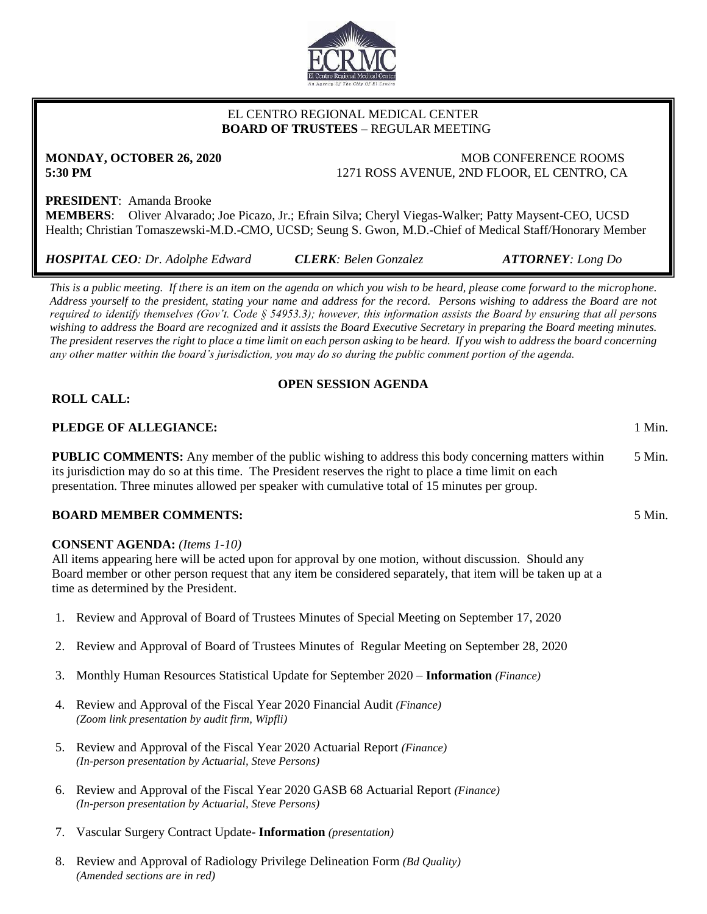EL CENTRO REGIONAL MEDICAL CENTER
**BOARD OF TRUSTEES** – REGULAR MEETING

**MONDAY, OCTOBER 26, 2020**
**5:30 PM**

MOB CONFERENCE ROOMS
1271 ROSS AVENUE, 2ND FLOOR, EL CENTRO, CA

**PRESIDENT**: Amanda Brooke
**MEMBERS**: Oliver Alvarado; Joe Picazo, Jr.; Efrain Silva; Cheryl Viegas-Walker; Patty Maysent-CEO, UCSD Health; Christian Tomaszewski-M.D.-CMO, UCSD; Seung S. Gwon, M.D.-Chief of Medical Staff/Honorary Member

***HOSPITAL CEO**: Dr. Adolphe Edward* ***CLERK**: Belen Gonzalez* ***ATTORNEY**: Long Do*

*This is a public meeting. If there is an item on the agenda on which you wish to be heard, please come forward to the microphone. Address yourself to the president, stating your name and address for the record. Persons wishing to address the Board are not required to identify themselves (Gov't. Code § 54953.3); however, this information assists the Board by ensuring that all persons wishing to address the Board are recognized and it assists the Board Executive Secretary in preparing the Board meeting minutes. The president reserves the right to place a time limit on each person asking to be heard. If you wish to address the board concerning any other matter within the board's jurisdiction, you may do so during the public comment portion of the agenda.*

## OPEN SESSION AGENDA

**ROLL CALL:**

**PLEDGE OF ALLEGIANCE:** 1 Min.

**PUBLIC COMMENTS:** Any member of the public wishing to address this body concerning matters within its jurisdiction may do so at this time. The President reserves the right to place a time limit on each presentation. Three minutes allowed per speaker with cumulative total of 15 minutes per group. 5 Min.

**BOARD MEMBER COMMENTS:** 5 Min.

**CONSENT AGENDA:** *(Items 1-10)*
All items appearing here will be acted upon for approval by one motion, without discussion. Should any Board member or other person request that any item be considered separately, that item will be taken up at a time as determined by the President.

1. Review and Approval of Board of Trustees Minutes of Special Meeting on September 17, 2020
2. Review and Approval of Board of Trustees Minutes of Regular Meeting on September 28, 2020
3. Monthly Human Resources Statistical Update for September 2020 – **Information** *(Finance)*
4. Review and Approval of the Fiscal Year 2020 Financial Audit *(Finance)*
   *(Zoom link presentation by audit firm, Wipfli)*
5. Review and Approval of the Fiscal Year 2020 Actuarial Report *(Finance)*
   *(In-person presentation by Actuarial, Steve Persons)*
6. Review and Approval of the Fiscal Year 2020 GASB 68 Actuarial Report *(Finance)*
   *(In-person presentation by Actuarial, Steve Persons)*
7. Vascular Surgery Contract Update- **Information** *(presentation)*
8. Review and Approval of Radiology Privilege Delineation Form *(Bd Quality)*
   *(Amended sections are in red)*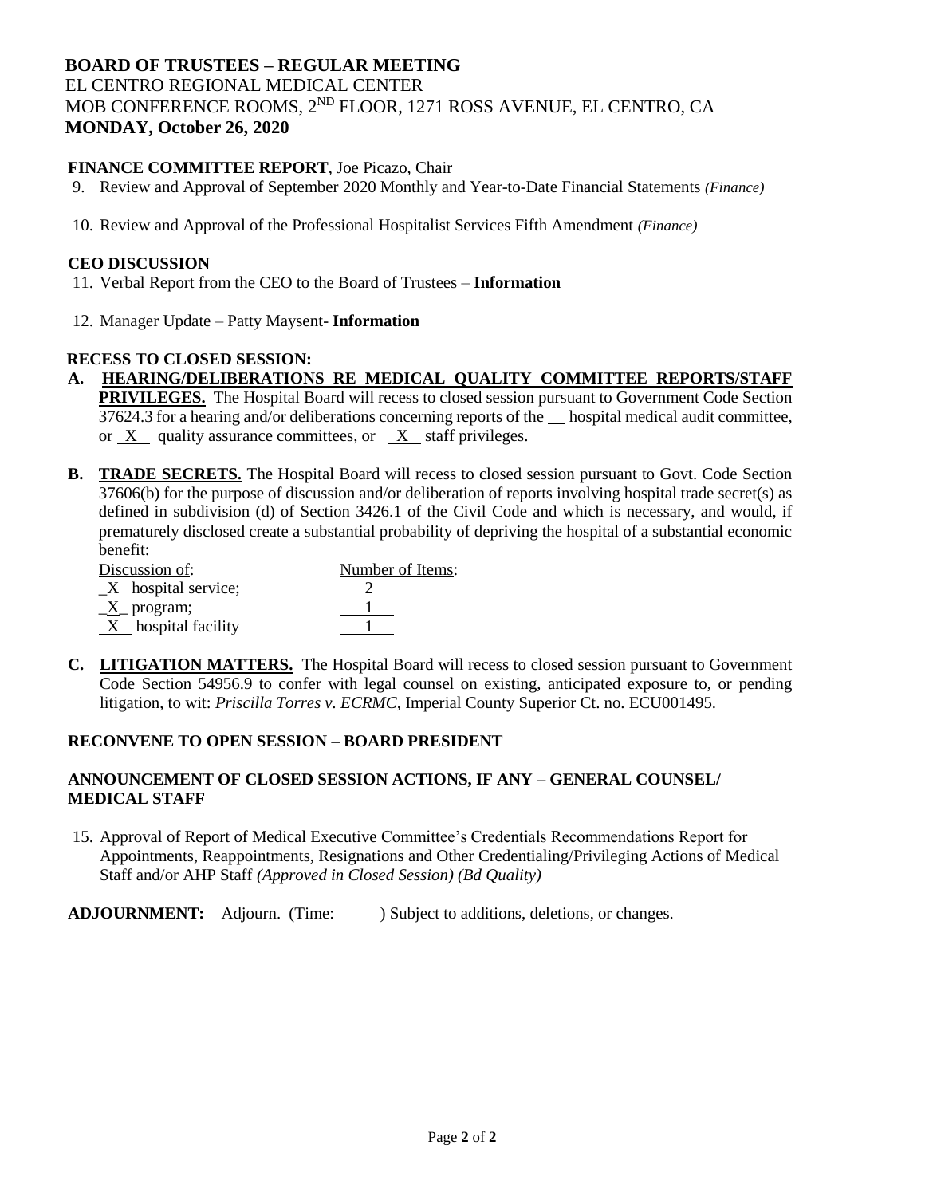**BOARD OF TRUSTEES – REGULAR MEETING**
EL CENTRO REGIONAL MEDICAL CENTER
MOB CONFERENCE ROOMS, 2ND FLOOR, 1271 ROSS AVENUE, EL CENTRO, CA
**MONDAY, October 26, 2020**

**FINANCE COMMITTEE REPORT**, Joe Picazo, Chair

9. Review and Approval of September 2020 Monthly and Year-to-Date Financial Statements *(Finance)*

10. Review and Approval of the Professional Hospitalist Services Fifth Amendment *(Finance)*

**CEO DISCUSSION**

11. Verbal Report from the CEO to the Board of Trustees – **Information**

12. Manager Update – Patty Maysent- **Information**

**RECESS TO CLOSED SESSION:**

**A. HEARING/DELIBERATIONS RE MEDICAL QUALITY COMMITTEE REPORTS/STAFF PRIVILEGES.** The Hospital Board will recess to closed session pursuant to Government Code Section 37624.3 for a hearing and/or deliberations concerning reports of the __ hospital medical audit committee, or _X_ quality assurance committees, or _X_ staff privileges.

**B. TRADE SECRETS.** The Hospital Board will recess to closed session pursuant to Govt. Code Section 37606(b) for the purpose of discussion and/or deliberation of reports involving hospital trade secret(s) as defined in subdivision (d) of Section 3426.1 of the Civil Code and which is necessary, and would, if prematurely disclosed create a substantial probability of depriving the hospital of a substantial economic benefit:

| Discussion of: | Number of Items: |
|---|---|
| _X_ hospital service; | 2 |
| _X_ program; | 1 |
| _X_ hospital facility | 1 |

**C. LITIGATION MATTERS.** The Hospital Board will recess to closed session pursuant to Government Code Section 54956.9 to confer with legal counsel on existing, anticipated exposure to, or pending litigation, to wit: *Priscilla Torres v. ECRMC*, Imperial County Superior Ct. no. ECU001495.

**RECONVENE TO OPEN SESSION – BOARD PRESIDENT**

**ANNOUNCEMENT OF CLOSED SESSION ACTIONS, IF ANY – GENERAL COUNSEL/ MEDICAL STAFF**

15. Approval of Report of Medical Executive Committee's Credentials Recommendations Report for Appointments, Reappointments, Resignations and Other Credentialing/Privileging Actions of Medical Staff and/or AHP Staff *(Approved in Closed Session) (Bd Quality)*

**ADJOURNMENT:** Adjourn. (Time: ) Subject to additions, deletions, or changes.